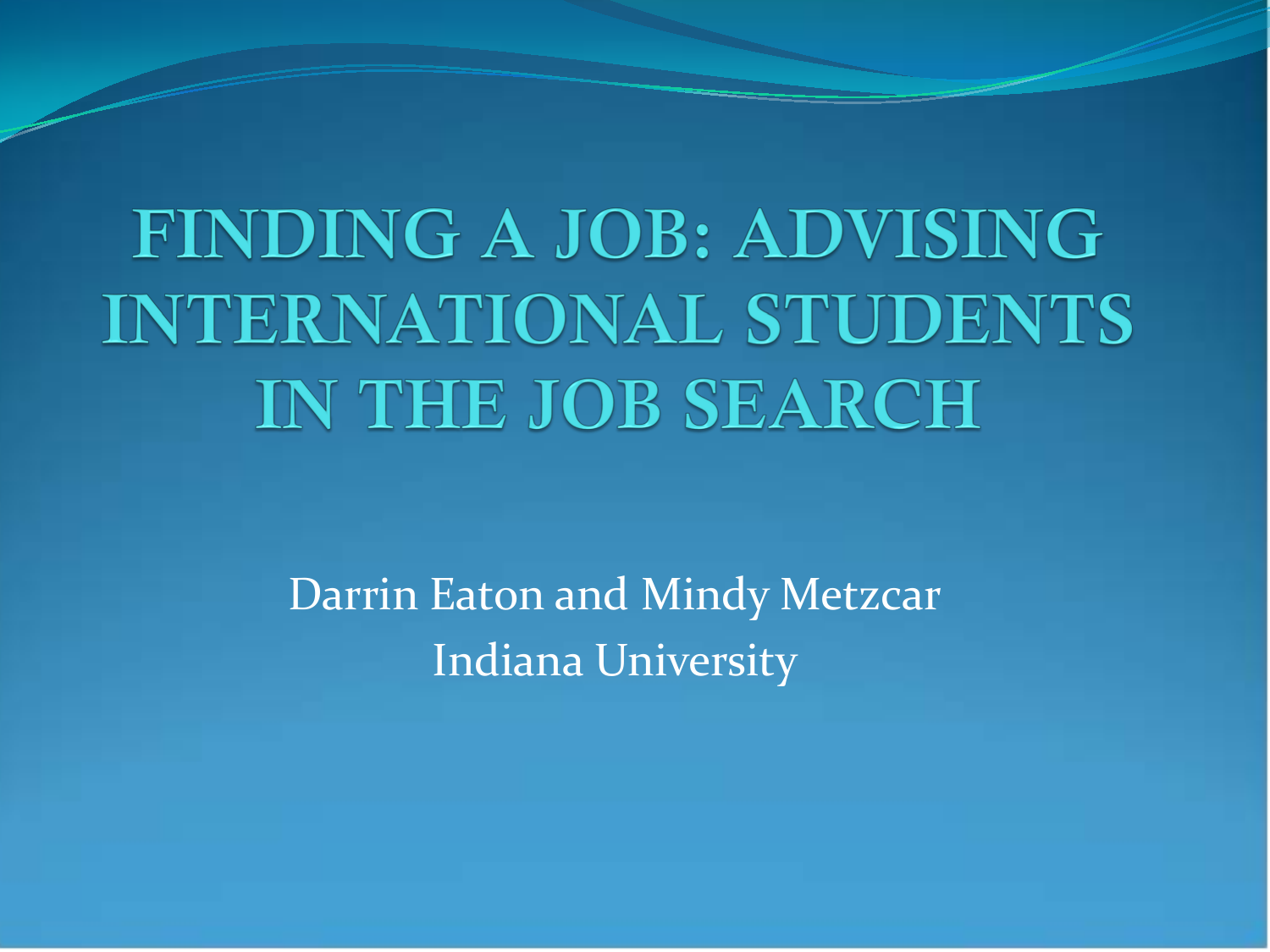# FINDING A JOB: ADVISING INTERNATIONAL STUDENTS IN THE JOB SEARCH

Darrin Eaton and Mindy Metzcar

Indiana University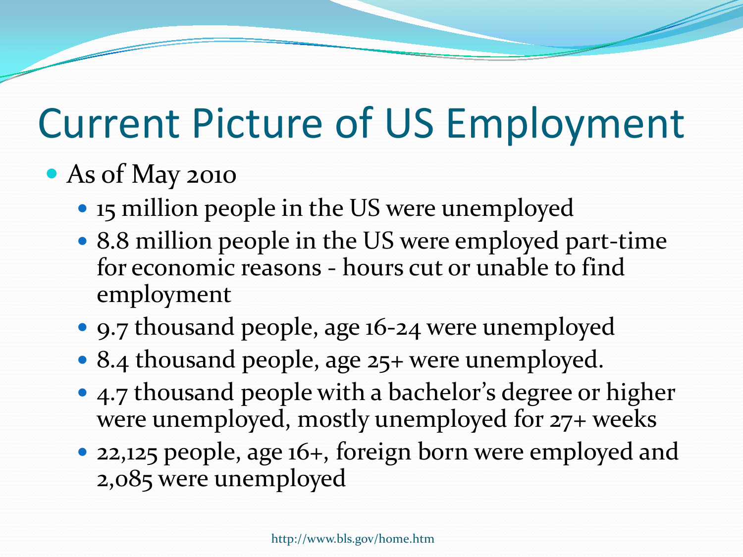# Current Picture of US Employment

- As of May 2010
  - 15 million people in the US were unemployed
  - 8.8 million people in the US were employed part-time for economic reasons - hours cut or unable to find employment
  - 9.7 thousand people, age 16-24 were unemployed
  - 8.4 thousand people, age 25+ were unemployed.
  - 4.7 thousand people with a bachelor's degree or higher were unemployed, mostly unemployed for 27+ weeks
  - 22,125 people, age 16+, foreign born were employed and 2,085 were unemployed

http://www.bls.gov/home.htm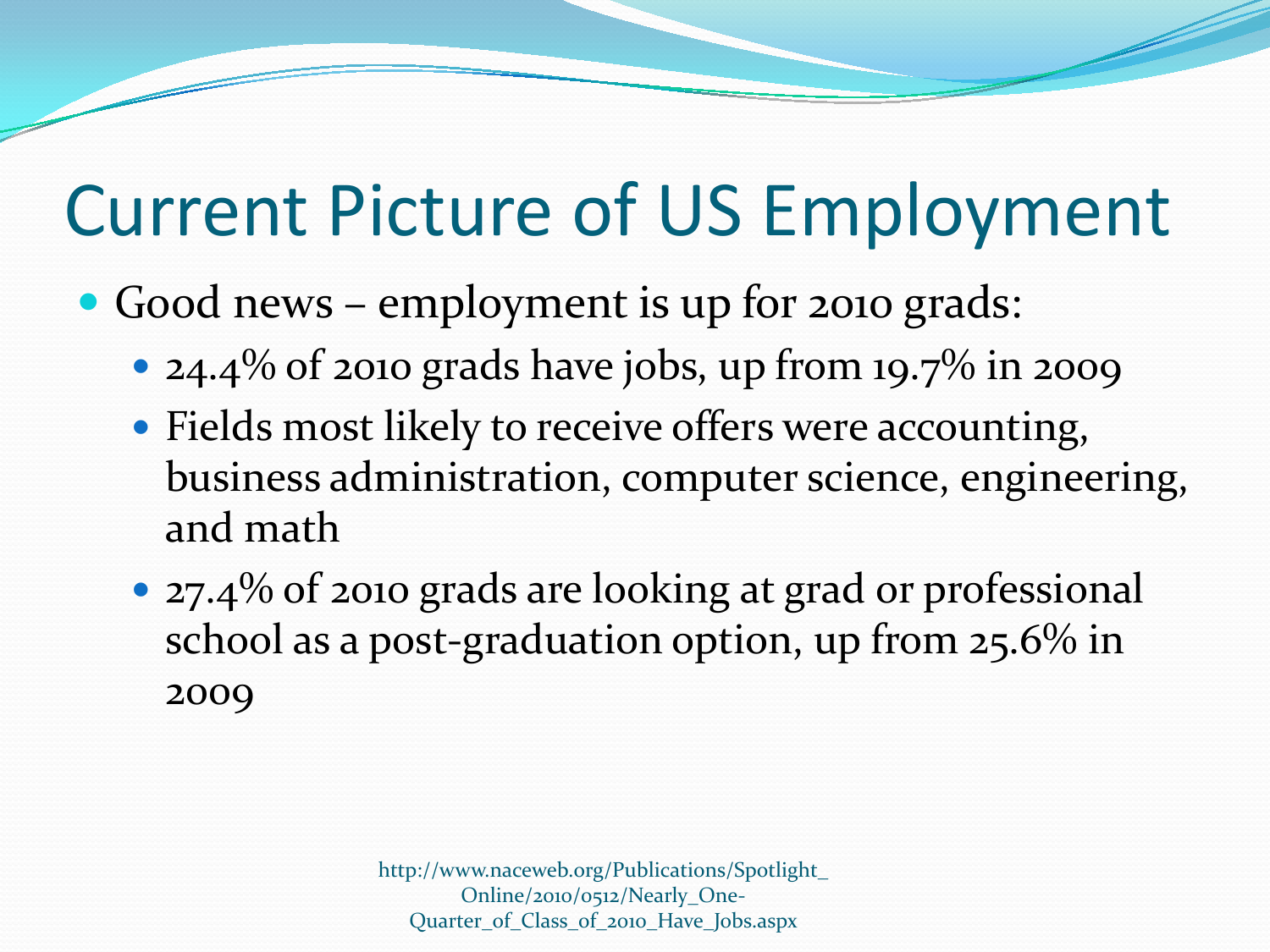# Current Picture of US Employment

- Good news – employment is up for 2010 grads:
  - 24.4% of 2010 grads have jobs, up from 19.7% in 2009
  - Fields most likely to receive offers were accounting, business administration, computer science, engineering, and math
  - 27.4% of 2010 grads are looking at grad or professional school as a post-graduation option, up from 25.6% in 2009

http://www.naceweb.org/Publications/Spotlight_Online/2010/0512/Nearly_One-Quarter_of_Class_of_2010_Have_Jobs.aspx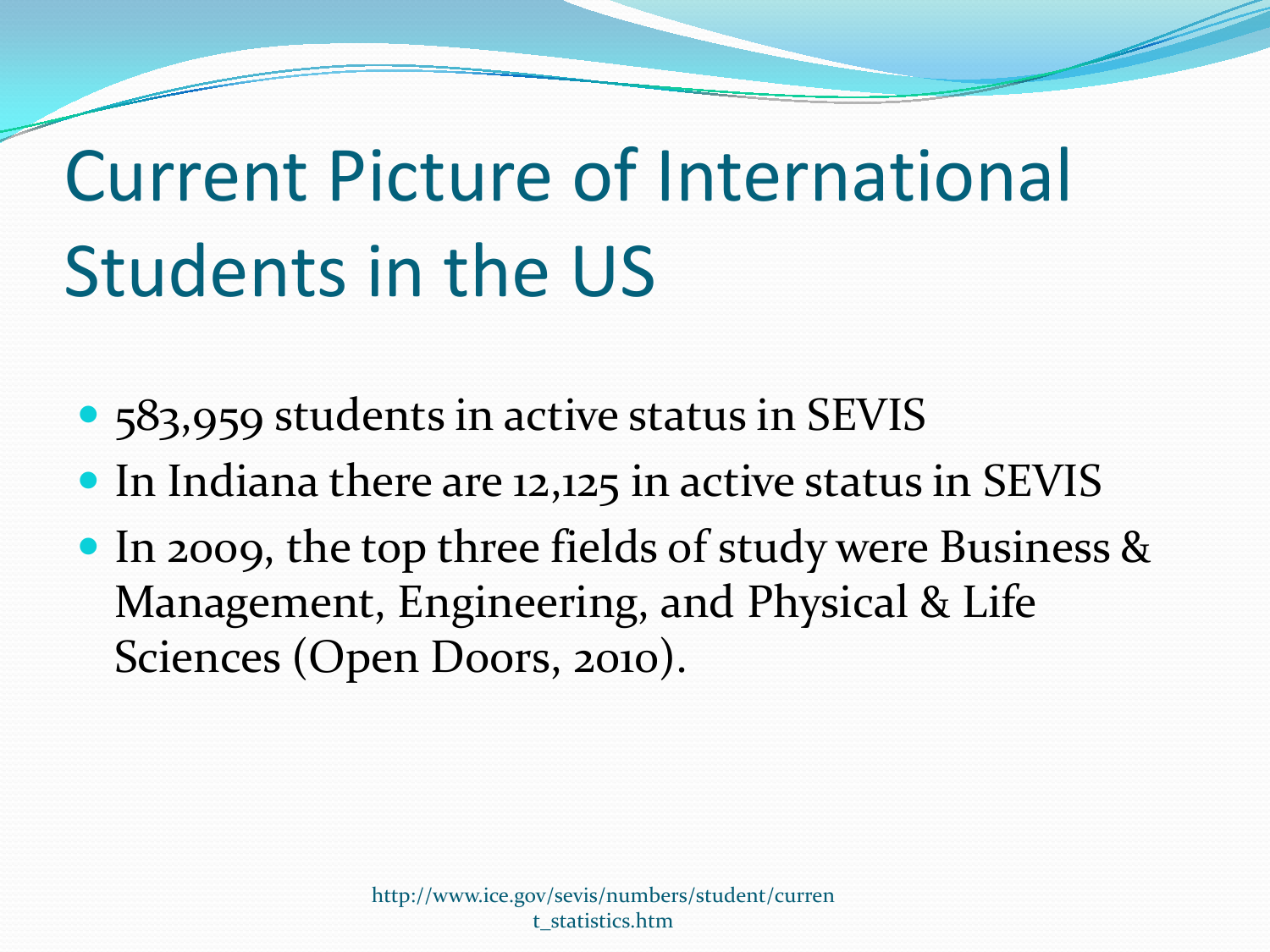# Current Picture of International Students in the US

- 583,959 students in active status in SEVIS
- In Indiana there are 12,125 in active status in SEVIS
- In 2009, the top three fields of study were Business & Management, Engineering, and Physical & Life Sciences (Open Doors, 2010).

http://www.ice.gov/sevis/numbers/student/current_statistics.htm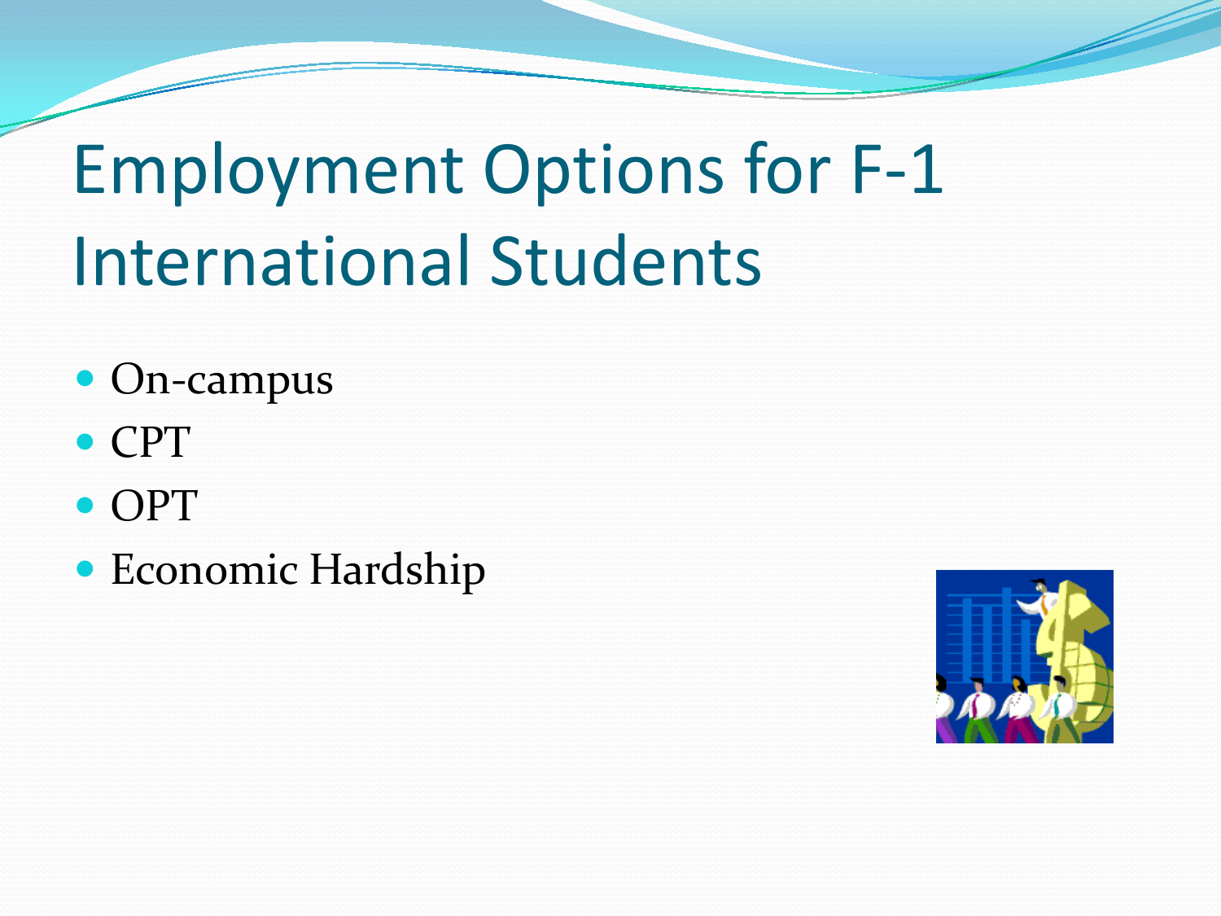# Employment Options for F-1 International Students

- On-campus
- CPT
- OPT
- Economic Hardship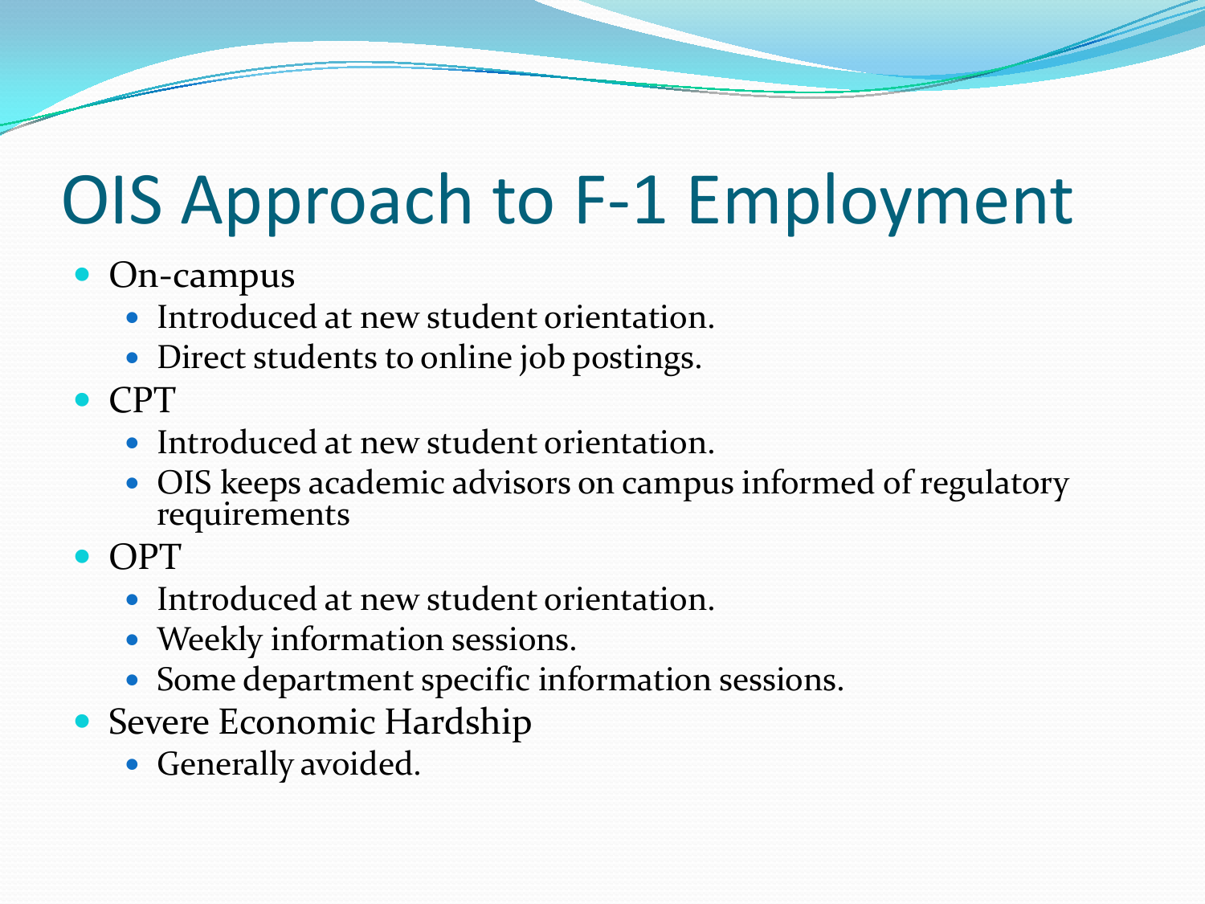# OIS Approach to F-1 Employment

- On-campus
  - Introduced at new student orientation.
  - Direct students to online job postings.
- CPT
  - Introduced at new student orientation.
  - OIS keeps academic advisors on campus informed of regulatory requirements
- OPT
  - Introduced at new student orientation.
  - Weekly information sessions.
  - Some department specific information sessions.
- Severe Economic Hardship
  - Generally avoided.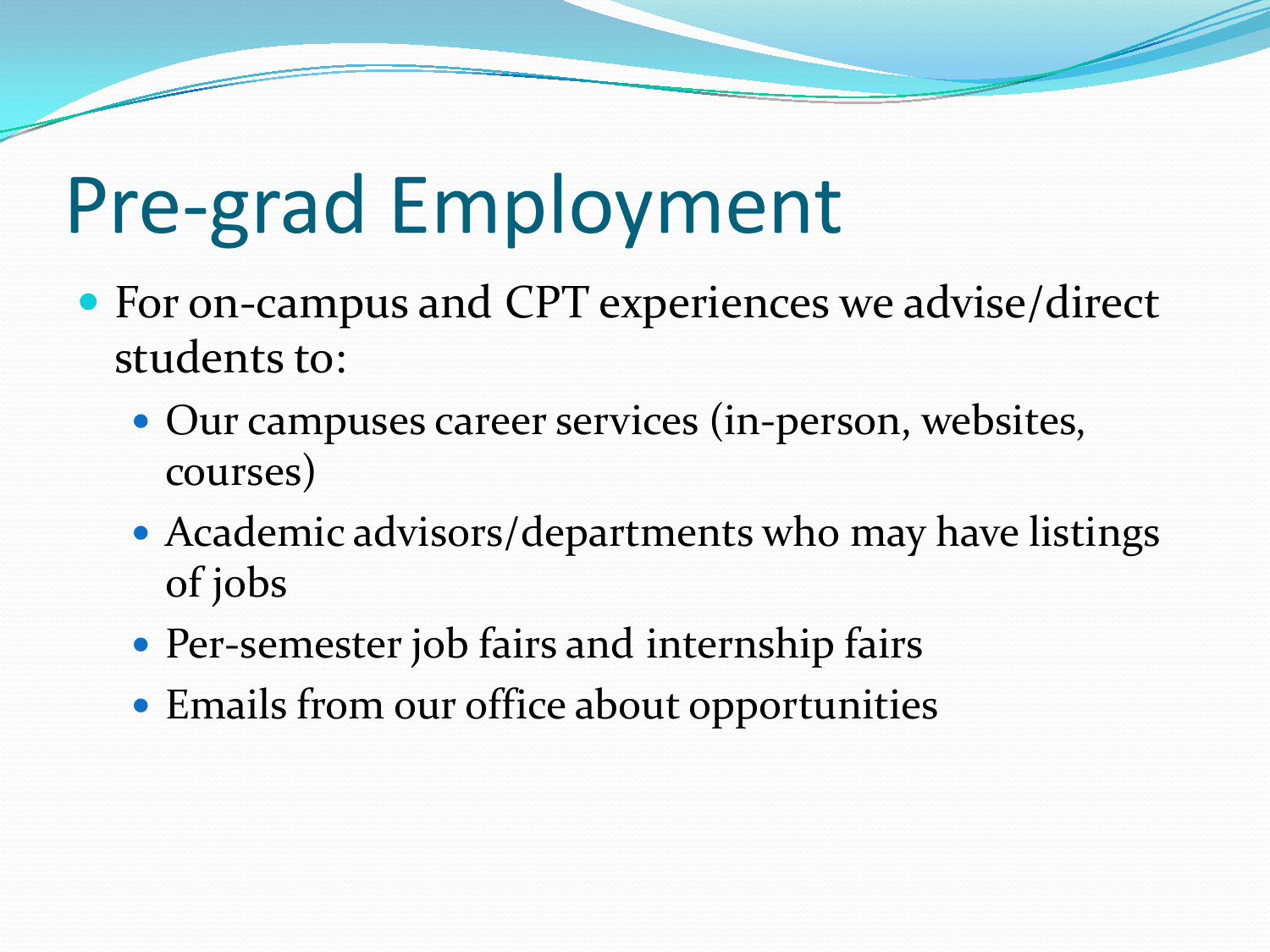# Pre-grad Employment

- For on-campus and CPT experiences we advise/direct students to:
  - Our campuses career services (in-person, websites, courses)
  - Academic advisors/departments who may have listings of jobs
  - Per-semester job fairs and internship fairs
  - Emails from our office about opportunities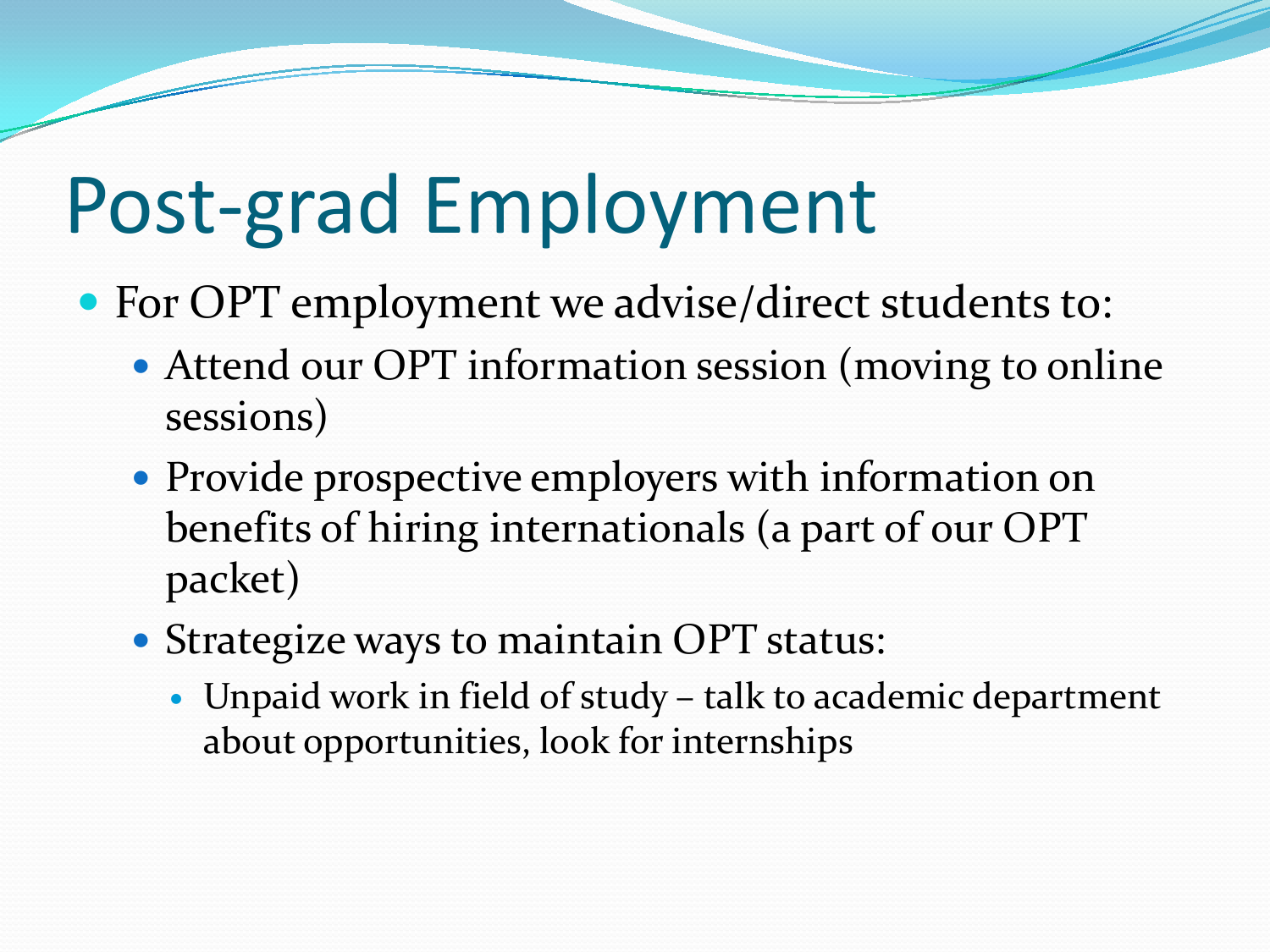# Post-grad Employment

- For OPT employment we advise/direct students to:
  - Attend our OPT information session (moving to online sessions)
  - Provide prospective employers with information on benefits of hiring internationals (a part of our OPT packet)
  - Strategize ways to maintain OPT status:
    - Unpaid work in field of study – talk to academic department about opportunities, look for internships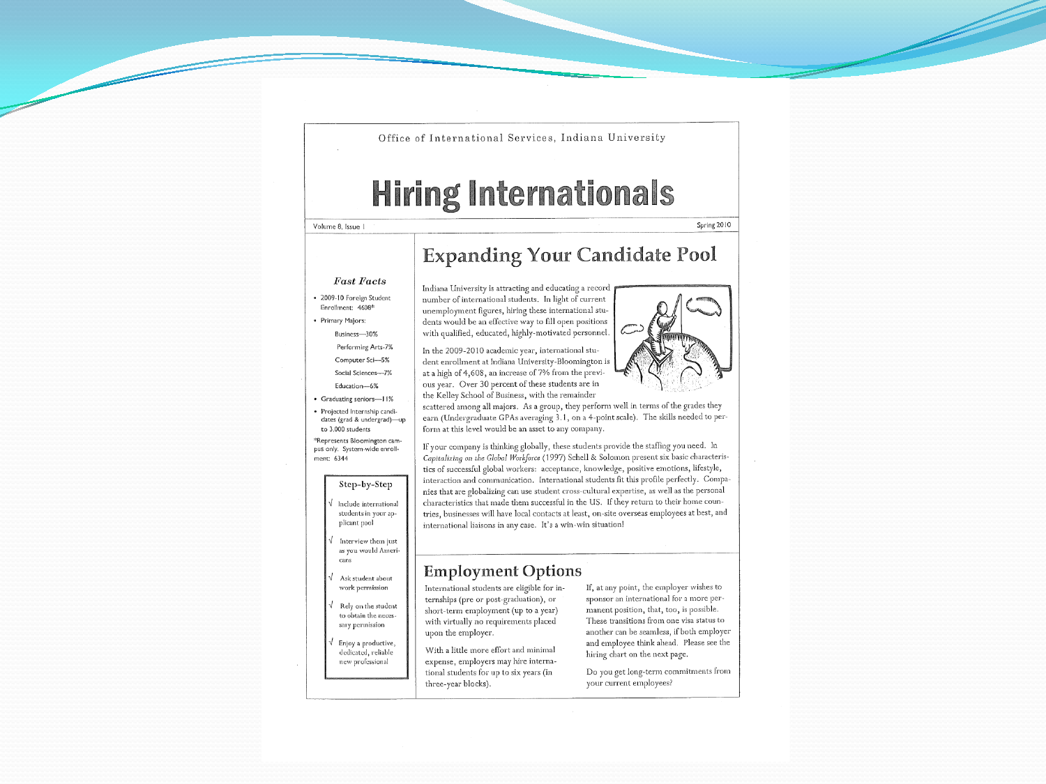Office of International Services, Indiana University

# Hiring Internationals

Volume 8, Issue 1

Spring 2010

### *Fast Facts*

- 2009-10 Foreign Student Enrollment: 4608*
- Primary Majors:
  - Business—30%
  - Performing Arts-7%
  - Computer Sci—5%
  - Social Sciences—7%
  - Education—6%
- Graduating seniors—11%
- Projected Internship candidates (grad & undergrad)—up to 3,000 students

*Represents Bloomington campus only. System-wide enrollment: 6344

### Step-by-Step

√ Include international students in your applicant pool

√ Interview them just as you would Americans

√ Ask student about work permission

√ Rely on the student to obtain the necessary permission

√ Enjoy a productive, dedicated, reliable new professional

## Expanding Your Candidate Pool

Indiana University is attracting and educating a record number of international students. In light of current unemployment figures, hiring these international students would be an effective way to fill open positions with qualified, educated, highly-motivated personnel.

In the 2009-2010 academic year, international student enrollment at Indiana University-Bloomington is at a high of 4,608, an increase of 7% from the previous year. Over 30 percent of these students are in the Kelley School of Business, with the remainder scattered among all majors. As a group, they perform well in terms of the grades they earn (Undergraduate GPAs averaging 3.1, on a 4-point scale). The skills needed to perform at this level would be an asset to any company.

If your company is thinking globally, these students provide the staffing you need. In *Capitalizing on the Global Workforce* (1997) Schell & Solomon present six basic characteristics of successful global workers: acceptance, knowledge, positive emotions, lifestyle, interaction and communication. International students fit this profile perfectly. Companies that are globalizing can use student cross-cultural expertise, as well as the personal characteristics that made them successful in the US. If they return to their home countries, businesses will have local contacts at least, on-site overseas employees at best, and international liaisons in any case. It's a win-win situation!

## Employment Options

International students are eligible for internships (pre or post-graduation), or short-term employment (up to a year) with virtually no requirements placed upon the employer.

With a little more effort and minimal expense, employers may hire international students for up to six years (in three-year blocks).

If, at any point, the employer wishes to sponsor an international for a more permanent position, that, too, is possible. These transitions from one visa status to another can be seamless, if both employer and employee think ahead. Please see the hiring chart on the next page.

Do you get long-term commitments from your current employees?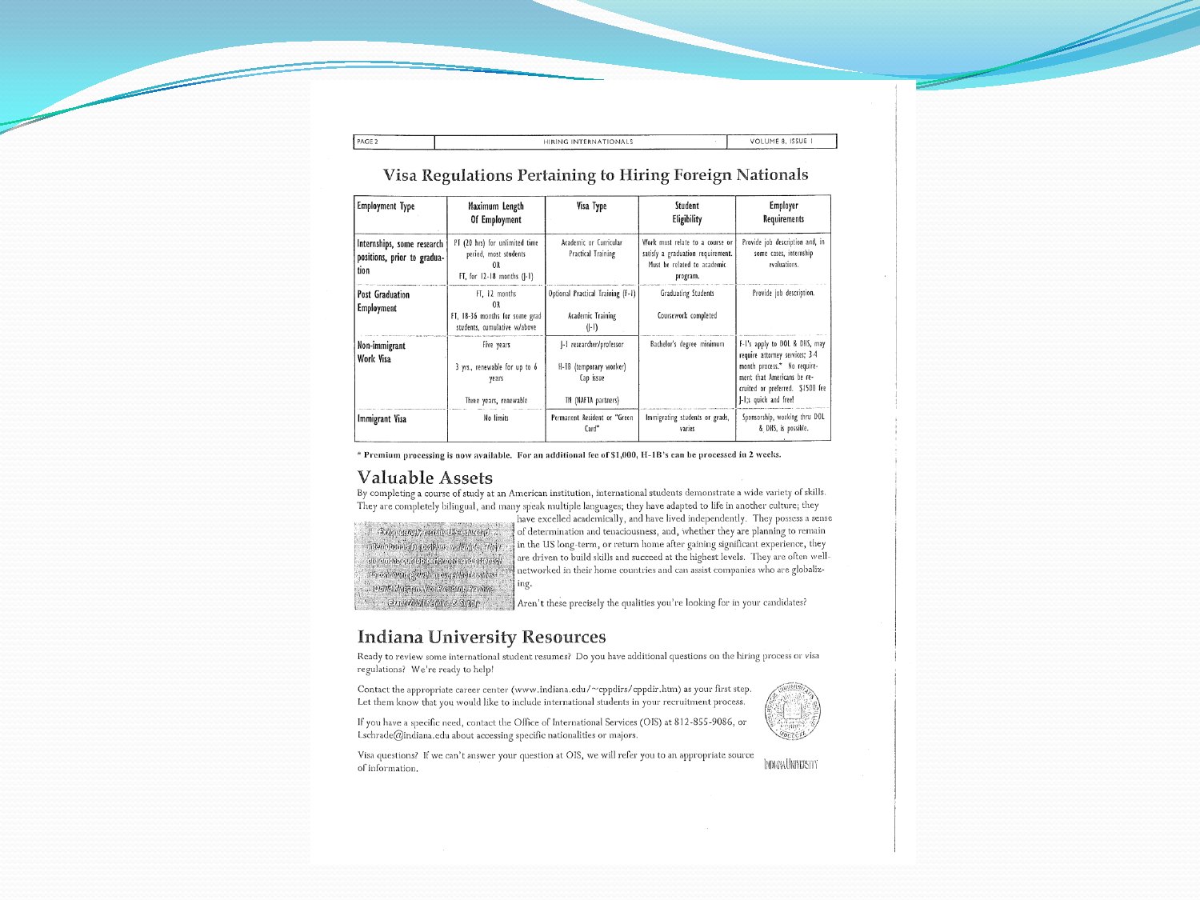# Visa Regulations Pertaining to Hiring Foreign Nationals

| Employment Type | Maximum Length Of Employment | Visa Type | Student Eligibility | Employer Requirements |
|---|---|---|---|---|
| Internships, some research positions, prior to graduation | PT (20 hrs) for unlimited time period, most students OR FT, for 12-18 months (J-1) | Academic or Curricular Practical Training | Work must relate to a course or satisfy a graduation requirement. Must be related to academic program. | Provide job description and, in some cases, internship evaluations. |
| Post Graduation Employment | FT, 12 months OR FT, 18-36 months for some grad students, cumulative w/above | Optional Practical Training (F-1) Academic Training (J-1) | Graduating Students Coursework completed | Provide job description. |
| Non-immigrant Work Visa | Five years 3 yrs., renewable for up to 6 years Three years, renewable | J-1 researcher/professor H-1B (temporary worker) Cap issue TN (NAFTA partners) | Bachelor's degree minimum | F-1's apply to DOL & DHS, may require attorney services; 3-4 month process.* No requirement that Americans be recruited or preferred. $1500 fee J-1:s quick and free! |
| Immigrant Visa | No limits | Permanent Resident or "Green Card" | Immigrating students or grads, varies | Sponsorship, working thru DOL & DHS, is possible. |

\* **Premium processing is now available. For an additional fee of $1,000, H-1B's can be processed in 2 weeks.**

## Valuable Assets

By completing a course of study at an American institution, international students demonstrate a wide variety of skills. They are completely bilingual, and many speak multiple languages; they have adapted to life in another culture; they have excelled academically, and have lived independently. They possess a sense of determination and tenaciousness, and, whether they are planning to remain in the US long-term, or return home after gaining significant experience, they are driven to build skills and succeed at the highest levels. They are often well-networked in their home countries and can assist companies who are globalizing.

Aren't these precisely the qualities you're looking for in your candidates?

> Exxon actively recruits US-educated internationals for positions worldwide. They are among our top performers and essential to continued growth in our global business.
> — David Magnum, Vice President, Planning, ExxonMobil Refining & Supply

## Indiana University Resources

Ready to review some international student resumes? Do you have additional questions on the hiring process or visa regulations? We're ready to help!

Contact the appropriate career center (www.indiana.edu/~cppdirs/cppdir.htm) as your first step. Let them know that you would like to include international students in your recruitment process.

If you have a specific need, contact the Office of International Services (OIS) at 812-855-9086, or Lschrade@indiana.edu about accessing specific nationalities or majors.

Visa questions? If we can't answer your question at OIS, we will refer you to an appropriate source of information.

Indiana University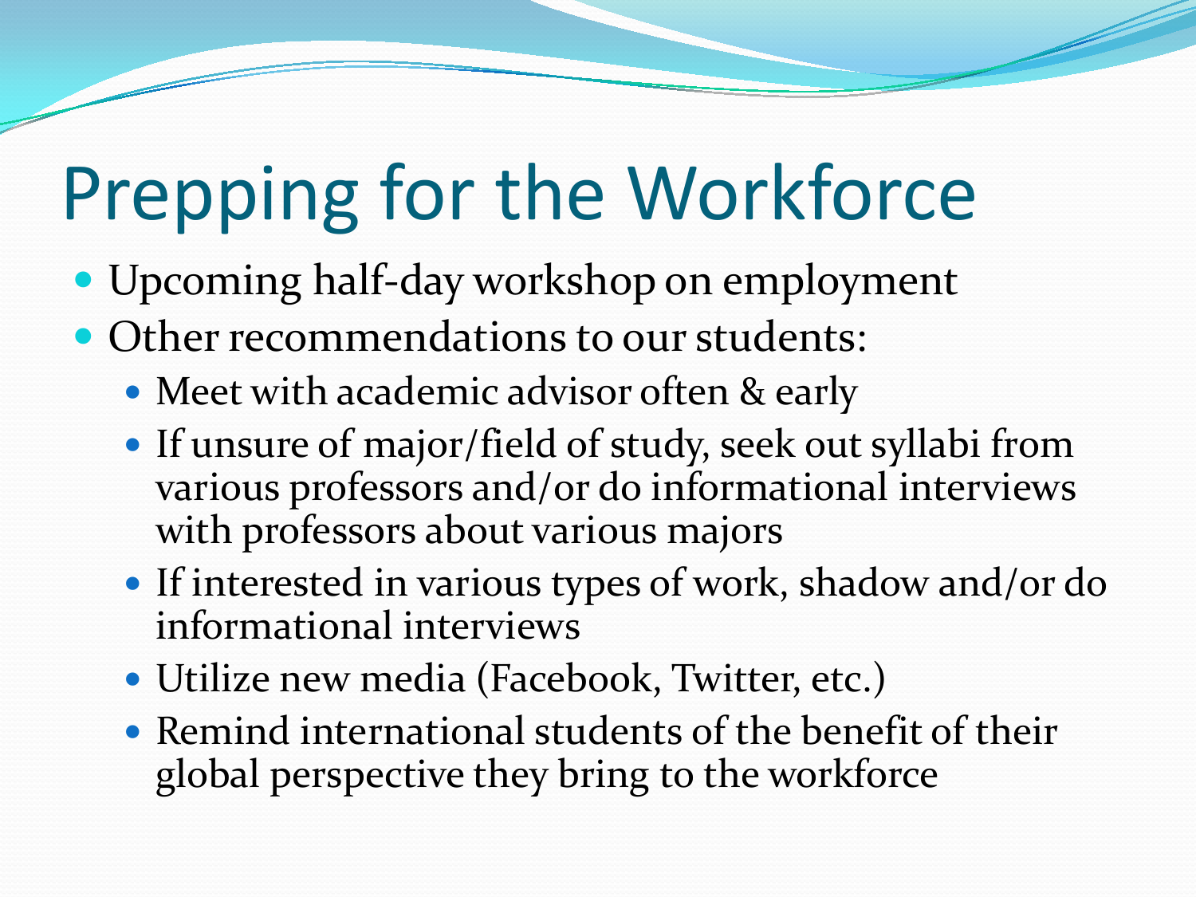# Prepping for the Workforce

- Upcoming half-day workshop on employment
- Other recommendations to our students:
  - Meet with academic advisor often & early
  - If unsure of major/field of study, seek out syllabi from various professors and/or do informational interviews with professors about various majors
  - If interested in various types of work, shadow and/or do informational interviews
  - Utilize new media (Facebook, Twitter, etc.)
  - Remind international students of the benefit of their global perspective they bring to the workforce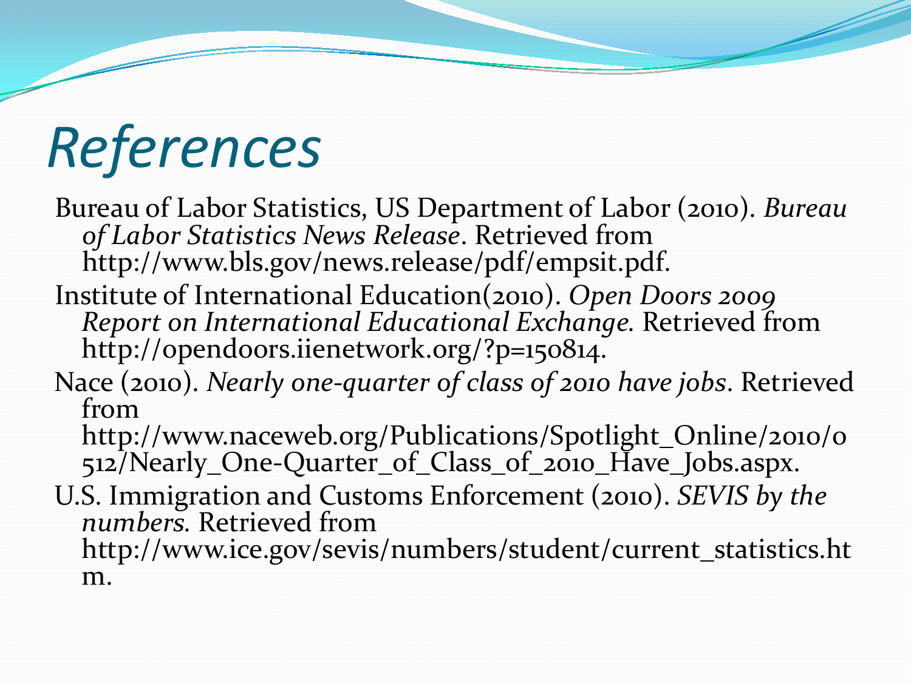# *References*

Bureau of Labor Statistics, US Department of Labor (2010). *Bureau of Labor Statistics News Release*. Retrieved from http://www.bls.gov/news.release/pdf/empsit.pdf.

Institute of International Education(2010). *Open Doors 2009 Report on International Educational Exchange.* Retrieved from http://opendoors.iienetwork.org/?p=150814.

Nace (2010). *Nearly one-quarter of class of 2010 have jobs*. Retrieved from http://www.naceweb.org/Publications/Spotlight_Online/2010/0512/Nearly_One-Quarter_of_Class_of_2010_Have_Jobs.aspx.

U.S. Immigration and Customs Enforcement (2010). *SEVIS by the numbers.* Retrieved from http://www.ice.gov/sevis/numbers/student/current_statistics.htm.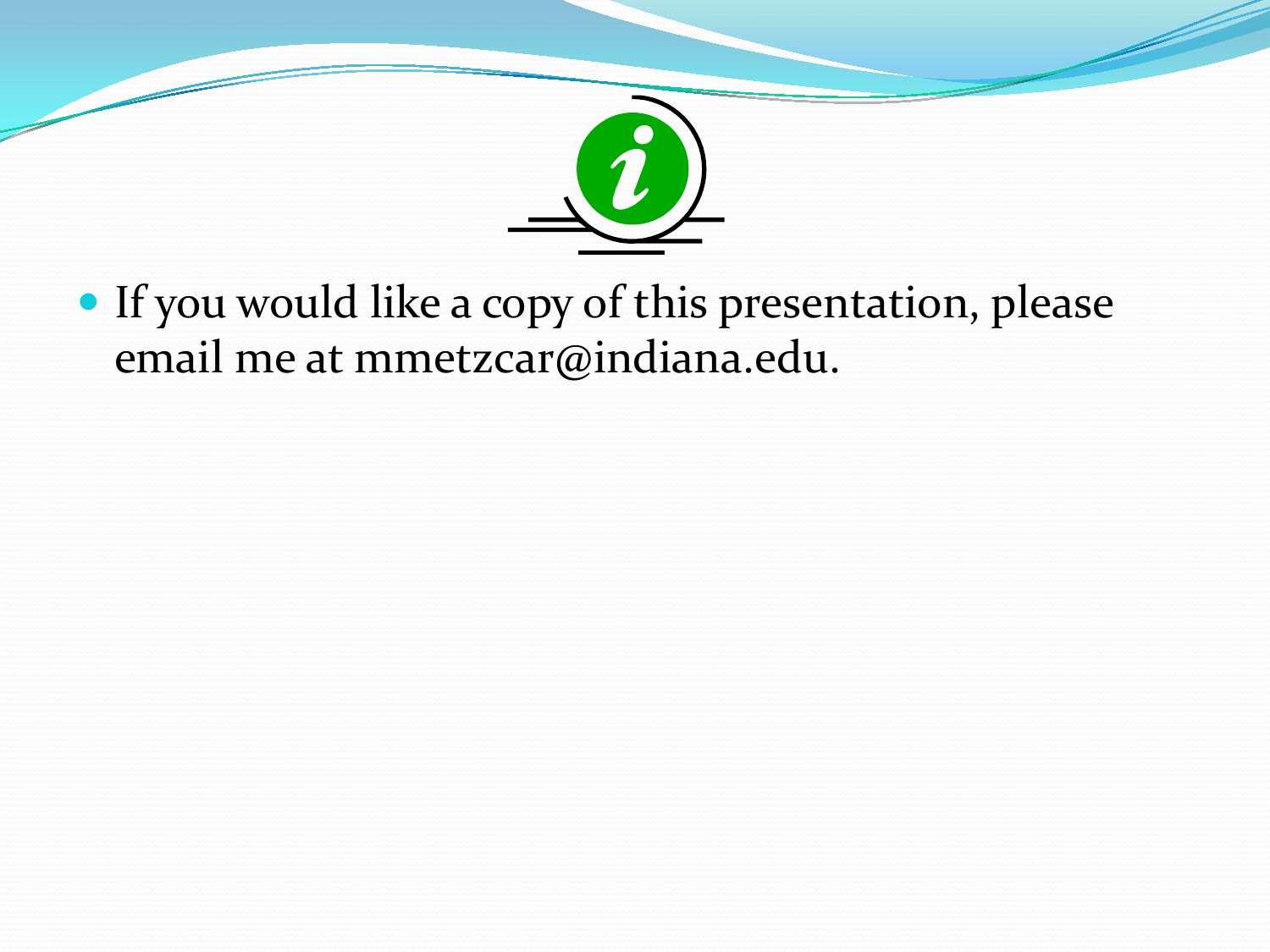- If you would like a copy of this presentation, please email me at mmetzcar@indiana.edu.